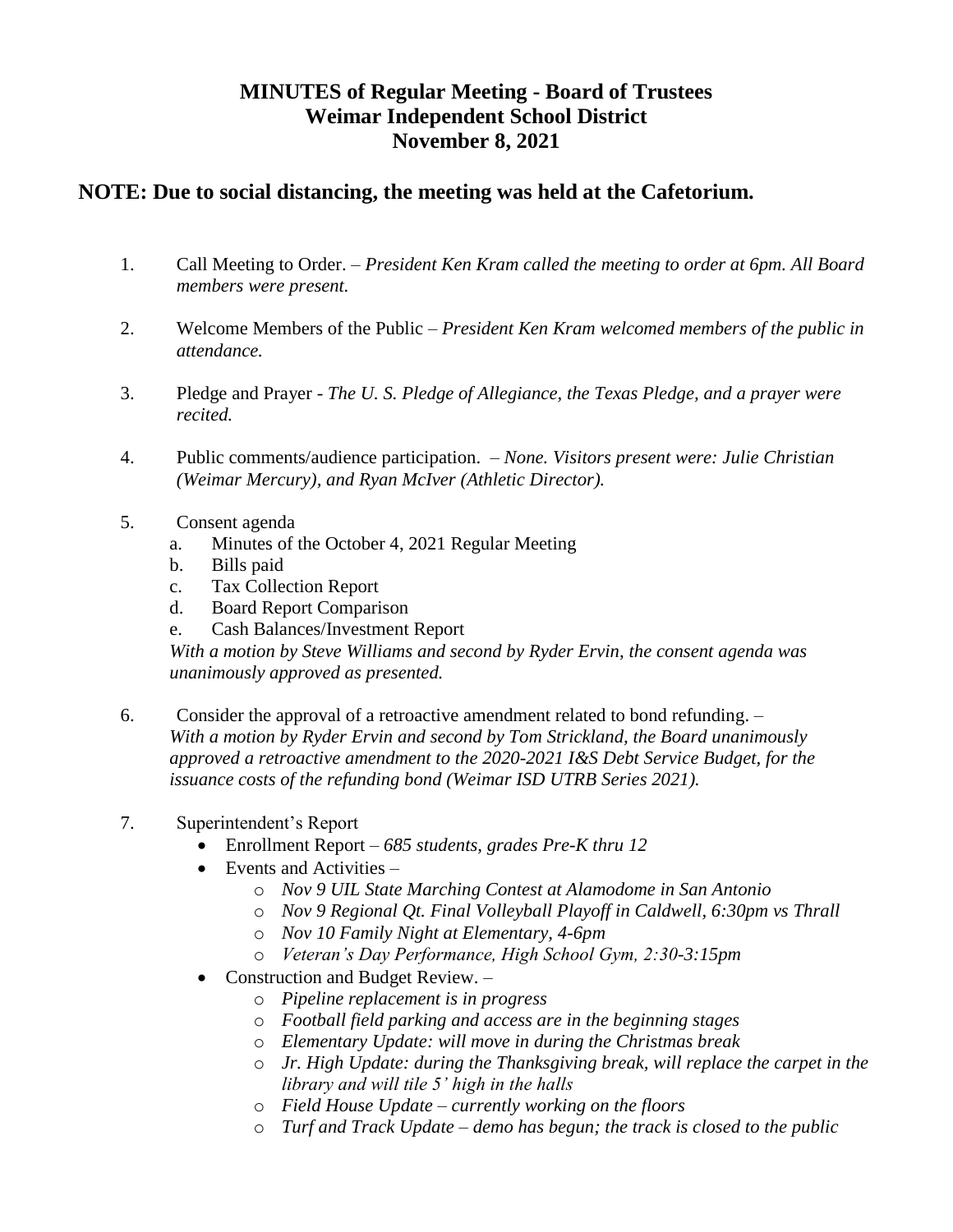# MINUTES of Regular Meeting - Board of Trustees
# Weimar Independent School District
# November 8, 2021

## NOTE: Due to social distancing, the meeting was held at the Cafetorium.

1. Call Meeting to Order. – *President Ken Kram called the meeting to order at 6pm. All Board members were present.*

2. Welcome Members of the Public – *President Ken Kram welcomed members of the public in attendance.*

3. Pledge and Prayer - *The U. S. Pledge of Allegiance, the Texas Pledge, and a prayer were recited.*

4. Public comments/audience participation. – *None. Visitors present were: Julie Christian (Weimar Mercury), and Ryan McIver (Athletic Director).*

5. Consent agenda
   a. Minutes of the October 4, 2021 Regular Meeting
   b. Bills paid
   c. Tax Collection Report
   d. Board Report Comparison
   e. Cash Balances/Investment Report

   *With a motion by Steve Williams and second by Ryder Ervin, the consent agenda was unanimously approved as presented.*

6. Consider the approval of a retroactive amendment related to bond refunding. – *With a motion by Ryder Ervin and second by Tom Strickland, the Board unanimously approved a retroactive amendment to the 2020-2021 I&S Debt Service Budget, for the issuance costs of the refunding bond (Weimar ISD UTRB Series 2021).*

7. Superintendent's Report
   - Enrollment Report – *685 students, grades Pre-K thru 12*
   - Events and Activities –
     - *Nov 9 UIL State Marching Contest at Alamodome in San Antonio*
     - *Nov 9 Regional Qt. Final Volleyball Playoff in Caldwell, 6:30pm vs Thrall*
     - *Nov 10 Family Night at Elementary, 4-6pm*
     - *Veteran's Day Performance, High School Gym, 2:30-3:15pm*
   - Construction and Budget Review. –
     - *Pipeline replacement is in progress*
     - *Football field parking and access are in the beginning stages*
     - *Elementary Update: will move in during the Christmas break*
     - *Jr. High Update: during the Thanksgiving break, will replace the carpet in the library and will tile 5' high in the halls*
     - *Field House Update – currently working on the floors*
     - *Turf and Track Update – demo has begun; the track is closed to the public*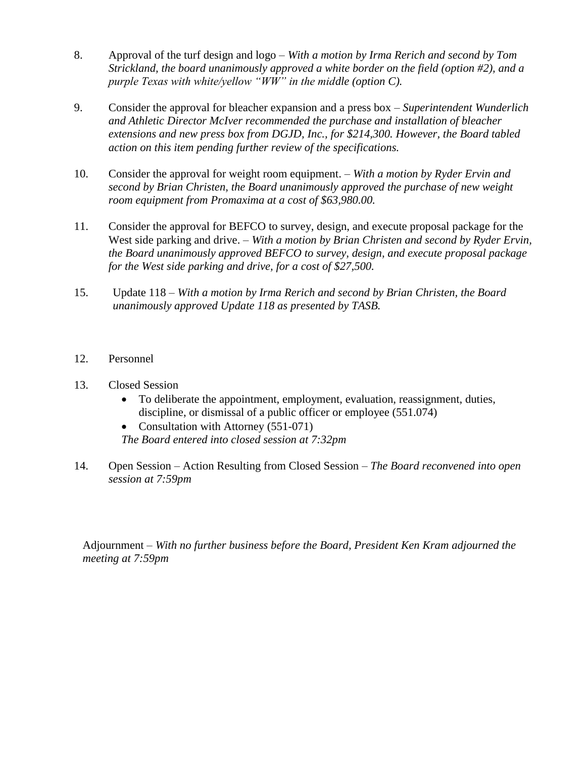8. Approval of the turf design and logo – *With a motion by Irma Rerich and second by Tom Strickland, the board unanimously approved a white border on the field (option #2), and a purple Texas with white/yellow "WW" in the middle (option C).*

9. Consider the approval for bleacher expansion and a press box – *Superintendent Wunderlich and Athletic Director McIver recommended the purchase and installation of bleacher extensions and new press box from DGJD, Inc., for $214,300. However, the Board tabled action on this item pending further review of the specifications.*

10. Consider the approval for weight room equipment. – *With a motion by Ryder Ervin and second by Brian Christen, the Board unanimously approved the purchase of new weight room equipment from Promaxima at a cost of $63,980.00.*

11. Consider the approval for BEFCO to survey, design, and execute proposal package for the West side parking and drive. – *With a motion by Brian Christen and second by Ryder Ervin, the Board unanimously approved BEFCO to survey, design, and execute proposal package for the West side parking and drive, for a cost of $27,500.*

15. Update 118 – *With a motion by Irma Rerich and second by Brian Christen, the Board unanimously approved Update 118 as presented by TASB.*

12. Personnel

13. Closed Session
    - To deliberate the appointment, employment, evaluation, reassignment, duties, discipline, or dismissal of a public officer or employee (551.074)
    - Consultation with Attorney (551-071)

    *The Board entered into closed session at 7:32pm*

14. Open Session – Action Resulting from Closed Session – *The Board reconvened into open session at 7:59pm*

Adjournment – *With no further business before the Board, President Ken Kram adjourned the meeting at 7:59pm*